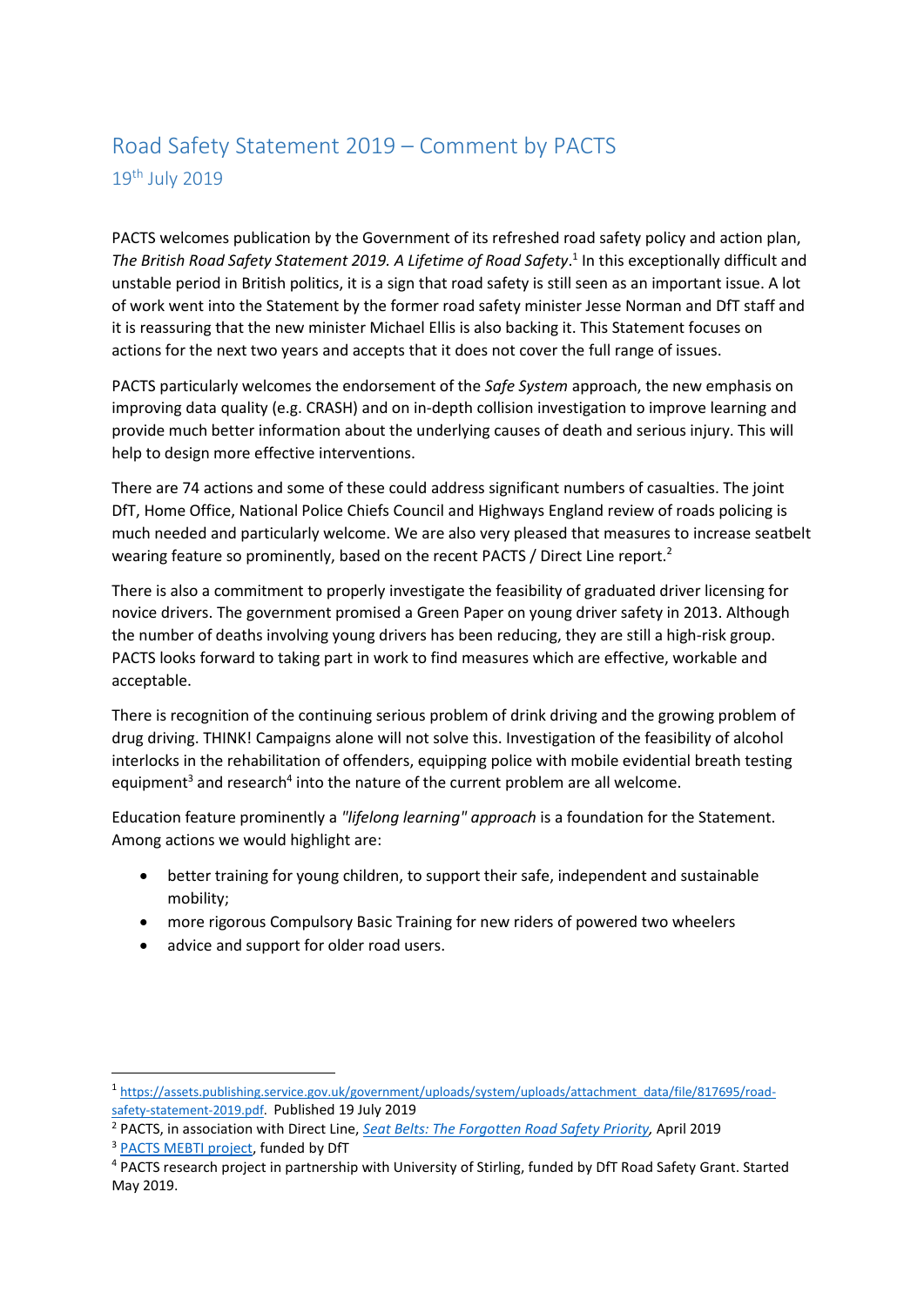# Road Safety Statement 2019 – Comment by PACTS

19th July 2019

PACTS welcomes publication by the Government of its refreshed road safety policy and action plan, *The British Road Safety Statement 2019. A Lifetime of Road Safety*.[1] In this exceptionally difficult and unstable period in British politics, it is a sign that road safety is still seen as an important issue. A lot of work went into the Statement by the former road safety minister Jesse Norman and DfT staff and it is reassuring that the new minister Michael Ellis is also backing it. This Statement focuses on actions for the next two years and accepts that it does not cover the full range of issues.

PACTS particularly welcomes the endorsement of the *Safe System* approach, the new emphasis on improving data quality (e.g. CRASH) and on in-depth collision investigation to improve learning and provide much better information about the underlying causes of death and serious injury. This will help to design more effective interventions.

There are 74 actions and some of these could address significant numbers of casualties. The joint DfT, Home Office, National Police Chiefs Council and Highways England review of roads policing is much needed and particularly welcome. We are also very pleased that measures to increase seatbelt wearing feature so prominently, based on the recent PACTS / Direct Line report.[2]

There is also a commitment to properly investigate the feasibility of graduated driver licensing for novice drivers. The government promised a Green Paper on young driver safety in 2013. Although the number of deaths involving young drivers has been reducing, they are still a high-risk group. PACTS looks forward to taking part in work to find measures which are effective, workable and acceptable.

There is recognition of the continuing serious problem of drink driving and the growing problem of drug driving. THINK! Campaigns alone will not solve this. Investigation of the feasibility of alcohol interlocks in the rehabilitation of offenders, equipping police with mobile evidential breath testing equipment[3] and research[4] into the nature of the current problem are all welcome.

Education feature prominently a *"lifelong learning" approach* is a foundation for the Statement. Among actions we would highlight are:

- better training for young children, to support their safe, independent and sustainable mobility;
- more rigorous Compulsory Basic Training for new riders of powered two wheelers
- advice and support for older road users.

---

[1] https://assets.publishing.service.gov.uk/government/uploads/system/uploads/attachment_data/file/817695/road-safety-statement-2019.pdf. Published 19 July 2019

[2] PACTS, in association with Direct Line, *Seat Belts: The Forgotten Road Safety Priority*, April 2019

[3] PACTS MEBTI project, funded by DfT

[4] PACTS research project in partnership with University of Stirling, funded by DfT Road Safety Grant. Started May 2019.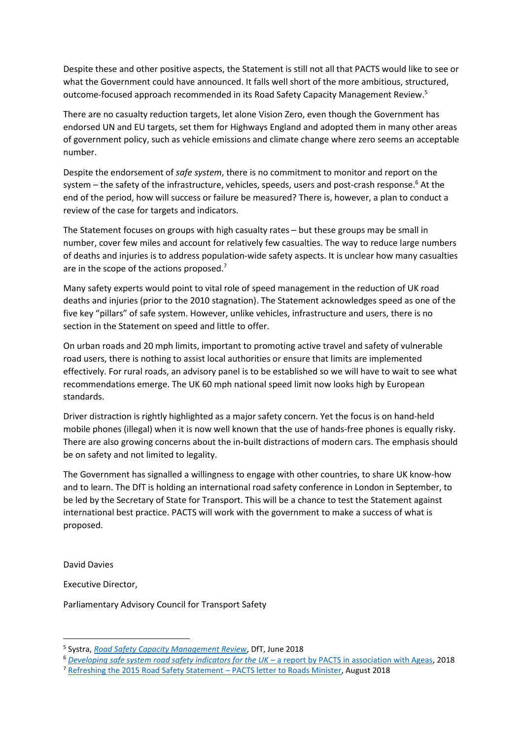Despite these and other positive aspects, the Statement is still not all that PACTS would like to see or what the Government could have announced. It falls well short of the more ambitious, structured, outcome-focused approach recommended in its Road Safety Capacity Management Review.[5]

There are no casualty reduction targets, let alone Vision Zero, even though the Government has endorsed UN and EU targets, set them for Highways England and adopted them in many other areas of government policy, such as vehicle emissions and climate change where zero seems an acceptable number.

Despite the endorsement of *safe system*, there is no commitment to monitor and report on the system – the safety of the infrastructure, vehicles, speeds, users and post-crash response.[6] At the end of the period, how will success or failure be measured? There is, however, a plan to conduct a review of the case for targets and indicators.

The Statement focuses on groups with high casualty rates – but these groups may be small in number, cover few miles and account for relatively few casualties. The way to reduce large numbers of deaths and injuries is to address population-wide safety aspects. It is unclear how many casualties are in the scope of the actions proposed.[7]

Many safety experts would point to vital role of speed management in the reduction of UK road deaths and injuries (prior to the 2010 stagnation). The Statement acknowledges speed as one of the five key "pillars" of safe system. However, unlike vehicles, infrastructure and users, there is no section in the Statement on speed and little to offer.

On urban roads and 20 mph limits, important to promoting active travel and safety of vulnerable road users, there is nothing to assist local authorities or ensure that limits are implemented effectively. For rural roads, an advisory panel is to be established so we will have to wait to see what recommendations emerge. The UK 60 mph national speed limit now looks high by European standards.

Driver distraction is rightly highlighted as a major safety concern. Yet the focus is on hand-held mobile phones (illegal) when it is now well known that the use of hands-free phones is equally risky. There are also growing concerns about the in-built distractions of modern cars. The emphasis should be on safety and not limited to legality.

The Government has signalled a willingness to engage with other countries, to share UK know-how and to learn. The DfT is holding an international road safety conference in London in September, to be led by the Secretary of State for Transport. This will be a chance to test the Statement against international best practice. PACTS will work with the government to make a success of what is proposed.

David Davies

Executive Director,

Parliamentary Advisory Council for Transport Safety

---

[5] Systra, *Road Safety Capacity Management Review*, DfT, June 2018

[6] *Developing safe system road safety indicators for the UK* – a report by PACTS in association with Ageas, 2018

[7] Refreshing the 2015 Road Safety Statement – PACTS letter to Roads Minister, August 2018